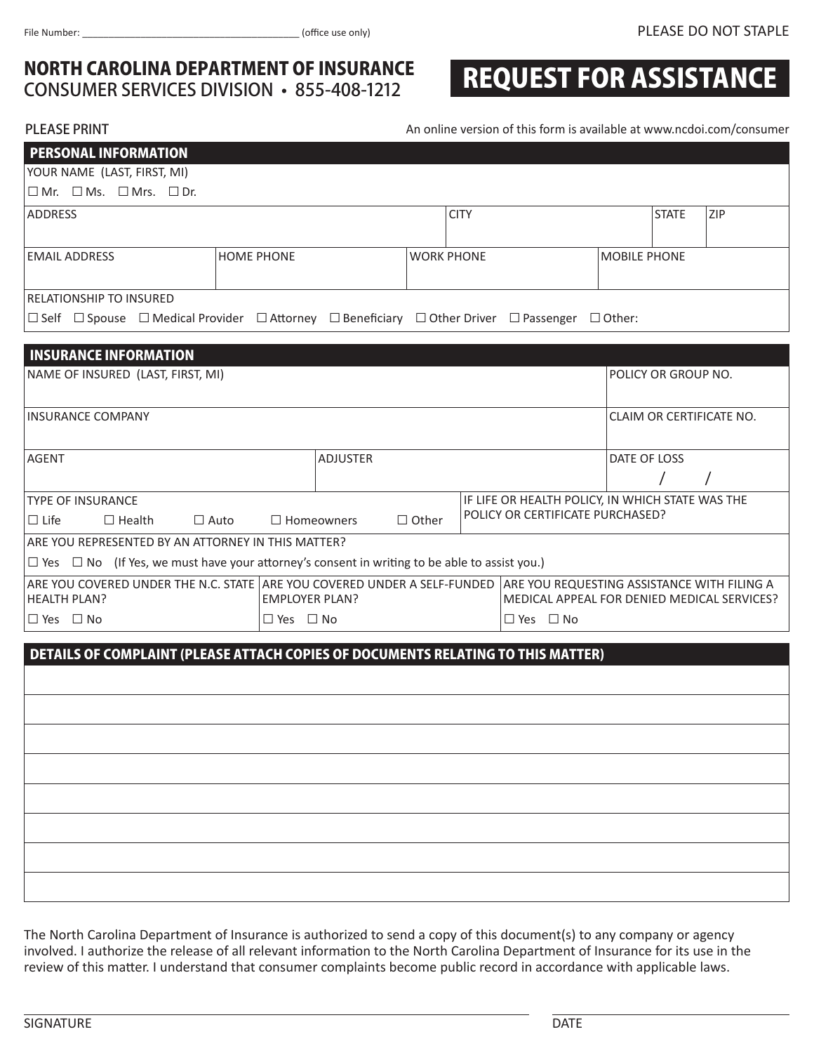File Number: ______________________________________ (office use only)

PLEASE DO NOT STAPLE

## NORTH CAROLINA DEPARTMENT OF INSURANCE
CONSUMER SERVICES DIVISION • 855-408-1212

# REQUEST FOR ASSISTANCE

PLEASE PRINT

An online version of this form is available at www.ncdoi.com/consumer

## PERSONAL INFORMATION

YOUR NAME (LAST, FIRST, MI)

☐ Mr. ☐ Ms. ☐ Mrs. ☐ Dr.

| ADDRESS | CITY | STATE | ZIP |
|---|---|---|---|
| | | | |

| EMAIL ADDRESS | HOME PHONE | WORK PHONE | MOBILE PHONE |
|---|---|---|---|
| | | | |

RELATIONSHIP TO INSURED

☐ Self ☐ Spouse ☐ Medical Provider ☐ Attorney ☐ Beneficiary ☐ Other Driver ☐ Passenger ☐ Other:

## INSURANCE INFORMATION

| NAME OF INSURED (LAST, FIRST, MI) | | POLICY OR GROUP NO. |
|---|---|---|
| INSURANCE COMPANY | | CLAIM OR CERTIFICATE NO. |
| AGENT | ADJUSTER | DATE OF LOSS / / |

TYPE OF INSURANCE

☐ Life ☐ Health ☐ Auto ☐ Homeowners ☐ Other

IF LIFE OR HEALTH POLICY, IN WHICH STATE WAS THE POLICY OR CERTIFICATE PURCHASED?

ARE YOU REPRESENTED BY AN ATTORNEY IN THIS MATTER?

☐ Yes ☐ No (If Yes, we must have your attorney's consent in writing to be able to assist you.)

| ARE YOU COVERED UNDER THE N.C. STATE HEALTH PLAN? | ARE YOU COVERED UNDER A SELF-FUNDED EMPLOYER PLAN? | ARE YOU REQUESTING ASSISTANCE WITH FILING A MEDICAL APPEAL FOR DENIED MEDICAL SERVICES? |
|---|---|---|
| ☐ Yes ☐ No | ☐ Yes ☐ No | ☐ Yes ☐ No |

## DETAILS OF COMPLAINT (PLEASE ATTACH COPIES OF DOCUMENTS RELATING TO THIS MATTER)

The North Carolina Department of Insurance is authorized to send a copy of this document(s) to any company or agency involved. I authorize the release of all relevant information to the North Carolina Department of Insurance for its use in the review of this matter. I understand that consumer complaints become public record in accordance with applicable laws.

SIGNATURE

DATE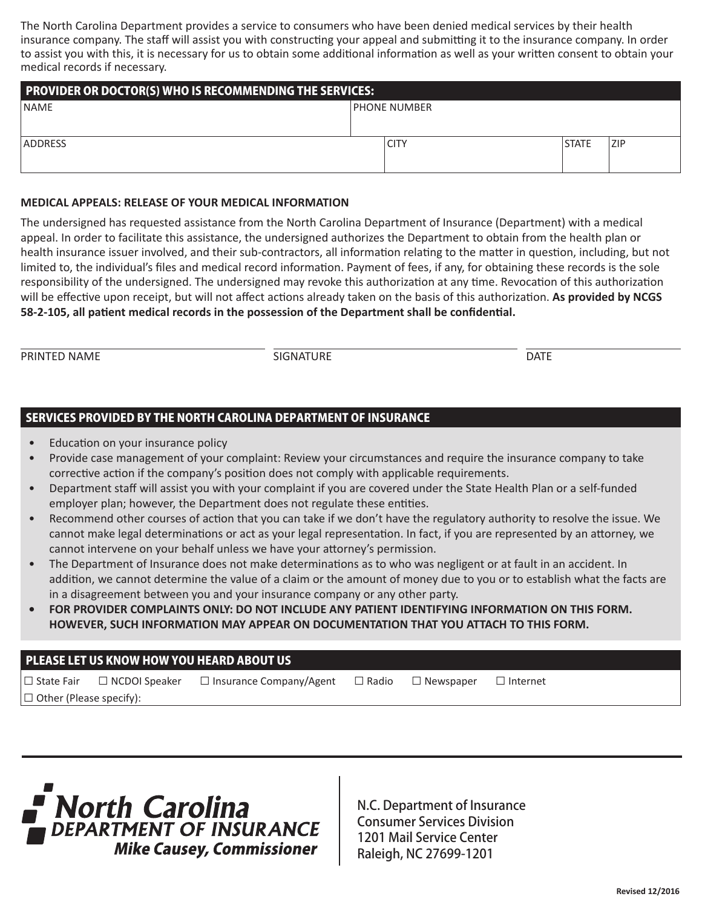The North Carolina Department provides a service to consumers who have been denied medical services by their health insurance company. The staff will assist you with constructing your appeal and submitting it to the insurance company. In order to assist you with this, it is necessary for us to obtain some additional information as well as your written consent to obtain your medical records if necessary.

## PROVIDER OR DOCTOR(S) WHO IS RECOMMENDING THE SERVICES:

| NAME | | PHONE NUMBER | |
|---|---|---|---|
| | | | |

| ADDRESS | CITY | STATE | ZIP |
|---|---|---|---|
| | | | |

**MEDICAL APPEALS: RELEASE OF YOUR MEDICAL INFORMATION**

The undersigned has requested assistance from the North Carolina Department of Insurance (Department) with a medical appeal. In order to facilitate this assistance, the undersigned authorizes the Department to obtain from the health plan or health insurance issuer involved, and their sub-contractors, all information relating to the matter in question, including, but not limited to, the individual's files and medical record information. Payment of fees, if any, for obtaining these records is the sole responsibility of the undersigned. The undersigned may revoke this authorization at any time. Revocation of this authorization will be effective upon receipt, but will not affect actions already taken on the basis of this authorization. **As provided by NCGS 58-2-105, all patient medical records in the possession of the Department shall be confidential.**

PRINTED NAME ______________________ SIGNATURE ______________________ DATE ______________________

## SERVICES PROVIDED BY THE NORTH CAROLINA DEPARTMENT OF INSURANCE

- Education on your insurance policy
- Provide case management of your complaint: Review your circumstances and require the insurance company to take corrective action if the company's position does not comply with applicable requirements.
- Department staff will assist you with your complaint if you are covered under the State Health Plan or a self-funded employer plan; however, the Department does not regulate these entities.
- Recommend other courses of action that you can take if we don't have the regulatory authority to resolve the issue. We cannot make legal determinations or act as your legal representation. In fact, if you are represented by an attorney, we cannot intervene on your behalf unless we have your attorney's permission.
- The Department of Insurance does not make determinations as to who was negligent or at fault in an accident. In addition, we cannot determine the value of a claim or the amount of money due to you or to establish what the facts are in a disagreement between you and your insurance company or any other party.
- **FOR PROVIDER COMPLAINTS ONLY: DO NOT INCLUDE ANY PATIENT IDENTIFYING INFORMATION ON THIS FORM. HOWEVER, SUCH INFORMATION MAY APPEAR ON DOCUMENTATION THAT YOU ATTACH TO THIS FORM.**

## PLEASE LET US KNOW HOW YOU HEARD ABOUT US

☐ State Fair ☐ NCDOI Speaker ☐ Insurance Company/Agent ☐ Radio ☐ Newspaper ☐ Internet

☐ Other (Please specify):

North Carolina DEPARTMENT OF INSURANCE
Mike Causey, Commissioner

N.C. Department of Insurance
Consumer Services Division
1201 Mail Service Center
Raleigh, NC 27699-1201

Revised 12/2016